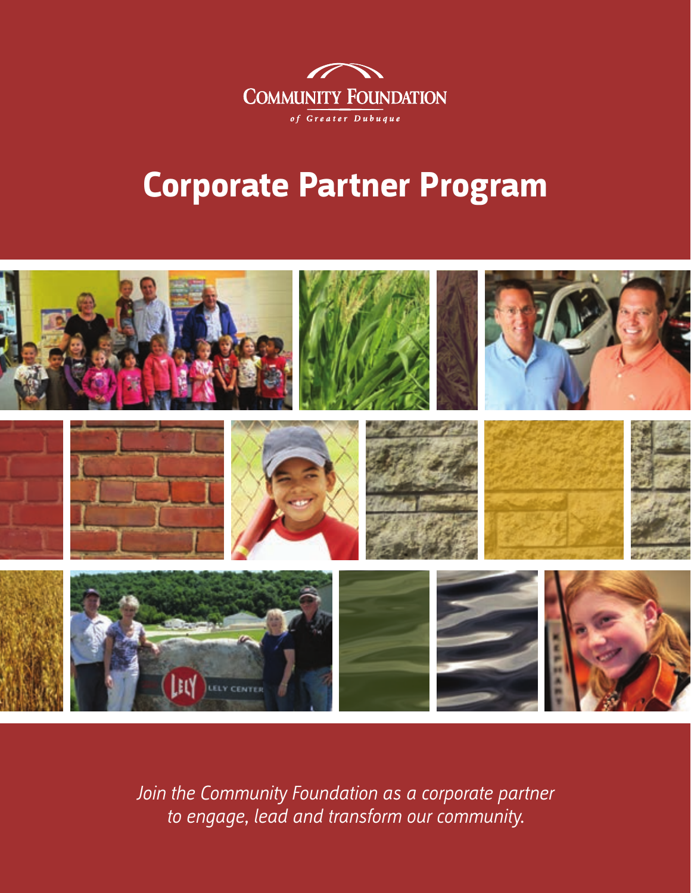COMMUNITY FOUNDATION

*of Greater Dubuque*

# Corporate Partner Program

*Join the Community Foundation as a corporate partner to engage, lead and transform our community.*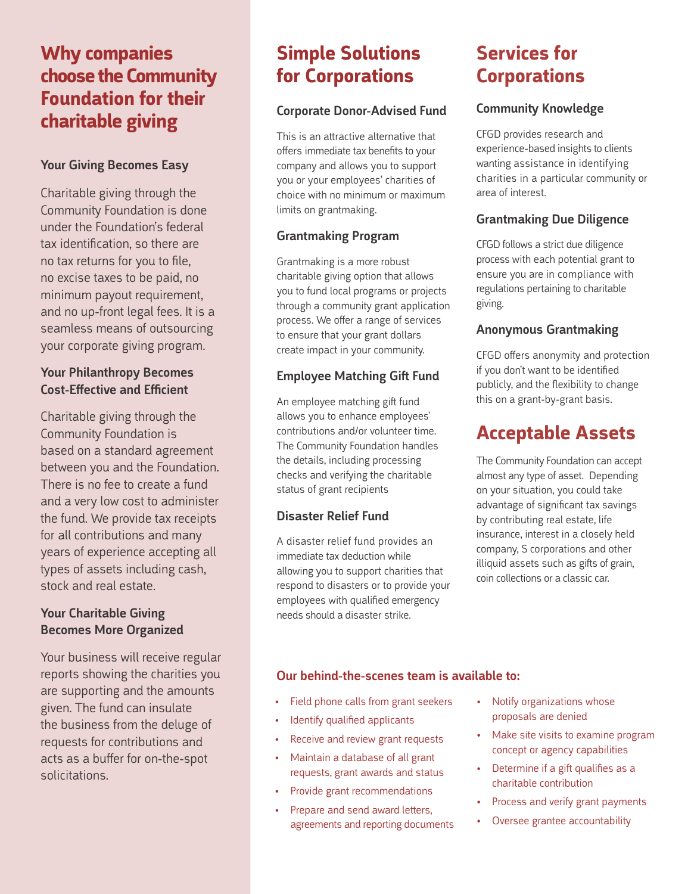## Why companies choose the Community Foundation for their charitable giving

### Your Giving Becomes Easy

Charitable giving through the Community Foundation is done under the Foundation's federal tax identification, so there are no tax returns for you to file, no excise taxes to be paid, no minimum payout requirement, and no up-front legal fees. It is a seamless means of outsourcing your corporate giving program.

### Your Philanthropy Becomes Cost-Effective and Efficient

Charitable giving through the Community Foundation is based on a standard agreement between you and the Foundation. There is no fee to create a fund and a very low cost to administer the fund. We provide tax receipts for all contributions and many years of experience accepting all types of assets including cash, stock and real estate.

### Your Charitable Giving Becomes More Organized

Your business will receive regular reports showing the charities you are supporting and the amounts given. The fund can insulate the business from the deluge of requests for contributions and acts as a buffer for on-the-spot solicitations.

## Simple Solutions for Corporations

### Corporate Donor-Advised Fund

This is an attractive alternative that offers immediate tax benefits to your company and allows you to support you or your employees' charities of choice with no minimum or maximum limits on grantmaking.

### Grantmaking Program

Grantmaking is a more robust charitable giving option that allows you to fund local programs or projects through a community grant application process. We offer a range of services to ensure that your grant dollars create impact in your community.

### Employee Matching Gift Fund

An employee matching gift fund allows you to enhance employees' contributions and/or volunteer time. The Community Foundation handles the details, including processing checks and verifying the charitable status of grant recipients

### Disaster Relief Fund

A disaster relief fund provides an immediate tax deduction while allowing you to support charities that respond to disasters or to provide your employees with qualified emergency needs should a disaster strike.

## Services for Corporations

### Community Knowledge

CFGD provides research and experience-based insights to clients wanting assistance in identifying charities in a particular community or area of interest.

### Grantmaking Due Diligence

CFGD follows a strict due diligence process with each potential grant to ensure you are in compliance with regulations pertaining to charitable giving.

### Anonymous Grantmaking

CFGD offers anonymity and protection if you don't want to be identified publicly, and the flexibility to change this on a grant-by-grant basis.

## Acceptable Assets

The Community Foundation can accept almost any type of asset. Depending on your situation, you could take advantage of significant tax savings by contributing real estate, life insurance, interest in a closely held company, S corporations and other illiquid assets such as gifts of grain, coin collections or a classic car.

### Our behind-the-scenes team is available to:

- Field phone calls from grant seekers
- Identify qualified applicants
- Receive and review grant requests
- Maintain a database of all grant requests, grant awards and status
- Provide grant recommendations
- Prepare and send award letters, agreements and reporting documents
- Notify organizations whose proposals are denied
- Make site visits to examine program concept or agency capabilities
- Determine if a gift qualifies as a charitable contribution
- Process and verify grant payments
- Oversee grantee accountability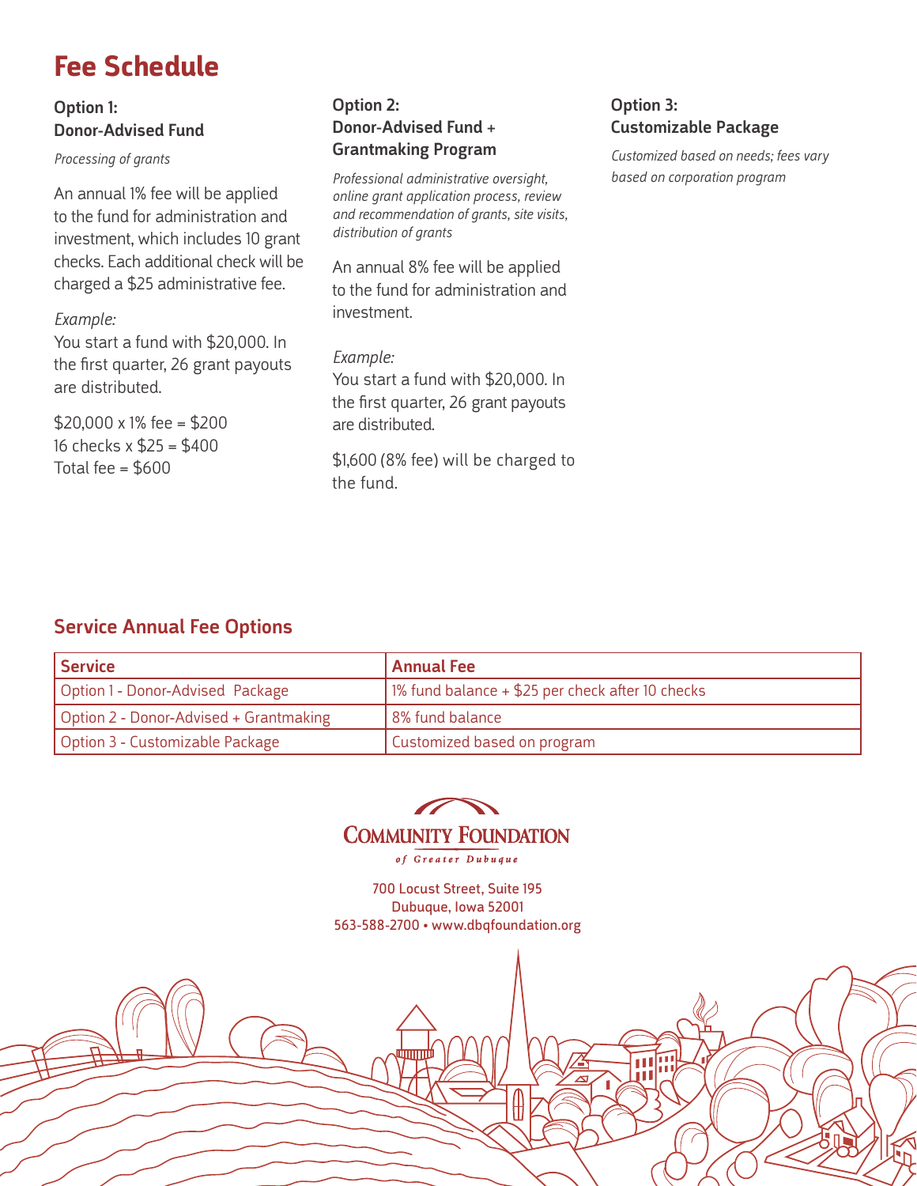# Fee Schedule

### Option 1:
### Donor-Advised Fund

*Processing of grants*

An annual 1% fee will be applied to the fund for administration and investment, which includes 10 grant checks. Each additional check will be charged a $25 administrative fee.

*Example:*
You start a fund with $20,000. In the first quarter, 26 grant payouts are distributed.

$20,000 x 1% fee = $200
16 checks x $25 = $400
Total fee = $600

### Option 2:
### Donor-Advised Fund + Grantmaking Program

*Professional administrative oversight, online grant application process, review and recommendation of grants, site visits, distribution of grants*

An annual 8% fee will be applied to the fund for administration and investment.

*Example:*
You start a fund with $20,000. In the first quarter, 26 grant payouts are distributed.

$1,600 (8% fee) will be charged to the fund.

### Option 3:
### Customizable Package

*Customized based on needs; fees vary based on corporation program*

## Service Annual Fee Options

| Service | Annual Fee |
|---|---|
| Option 1 - Donor-Advised Package | 1% fund balance + $25 per check after 10 checks |
| Option 2 - Donor-Advised + Grantmaking | 8% fund balance |
| Option 3 - Customizable Package | Customized based on program |

COMMUNITY FOUNDATION
of Greater Dubuque

700 Locust Street, Suite 195
Dubuque, Iowa 52001
563-588-2700 • www.dbqfoundation.org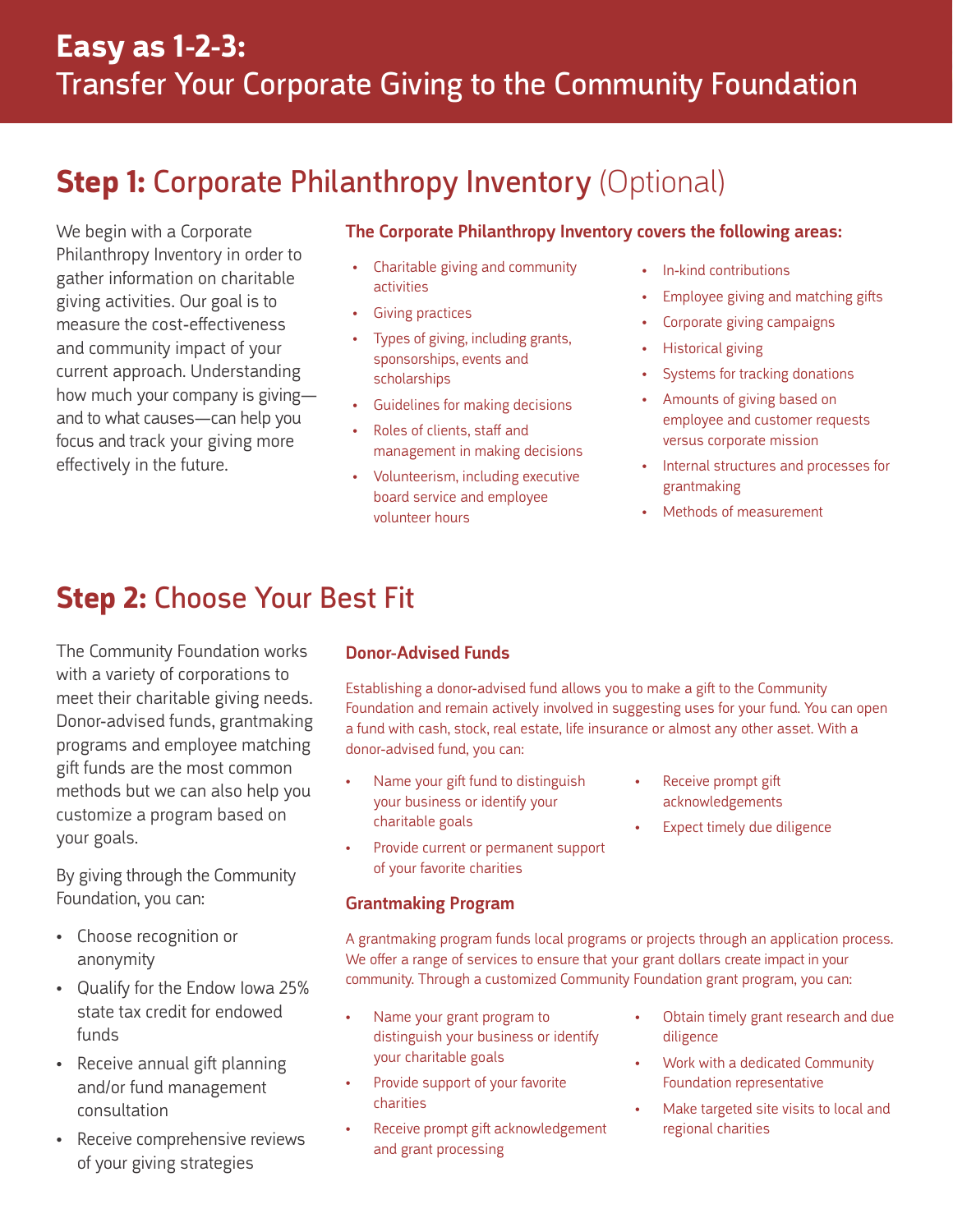# Easy as 1-2-3: Transfer Your Corporate Giving to the Community Foundation

## Step 1: Corporate Philanthropy Inventory (Optional)

We begin with a Corporate Philanthropy Inventory in order to gather information on charitable giving activities. Our goal is to measure the cost-effectiveness and community impact of your current approach. Understanding how much your company is giving—and to what causes—can help you focus and track your giving more effectively in the future.

### The Corporate Philanthropy Inventory covers the following areas:

- Charitable giving and community activities
- Giving practices
- Types of giving, including grants, sponsorships, events and scholarships
- Guidelines for making decisions
- Roles of clients, staff and management in making decisions
- Volunteerism, including executive board service and employee volunteer hours
- In-kind contributions
- Employee giving and matching gifts
- Corporate giving campaigns
- Historical giving
- Systems for tracking donations
- Amounts of giving based on employee and customer requests versus corporate mission
- Internal structures and processes for grantmaking
- Methods of measurement

## Step 2: Choose Your Best Fit

The Community Foundation works with a variety of corporations to meet their charitable giving needs. Donor-advised funds, grantmaking programs and employee matching gift funds are the most common methods but we can also help you customize a program based on your goals.

By giving through the Community Foundation, you can:

- Choose recognition or anonymity
- Qualify for the Endow Iowa 25% state tax credit for endowed funds
- Receive annual gift planning and/or fund management consultation
- Receive comprehensive reviews of your giving strategies

### Donor-Advised Funds

Establishing a donor-advised fund allows you to make a gift to the Community Foundation and remain actively involved in suggesting uses for your fund. You can open a fund with cash, stock, real estate, life insurance or almost any other asset. With a donor-advised fund, you can:

- Name your gift fund to distinguish your business or identify your charitable goals
- Provide current or permanent support of your favorite charities
- Receive prompt gift acknowledgements
- Expect timely due diligence

### Grantmaking Program

A grantmaking program funds local programs or projects through an application process. We offer a range of services to ensure that your grant dollars create impact in your community. Through a customized Community Foundation grant program, you can:

- Name your grant program to distinguish your business or identify your charitable goals
- Provide support of your favorite charities
- Receive prompt gift acknowledgement and grant processing
- Obtain timely grant research and due diligence
- Work with a dedicated Community Foundation representative
- Make targeted site visits to local and regional charities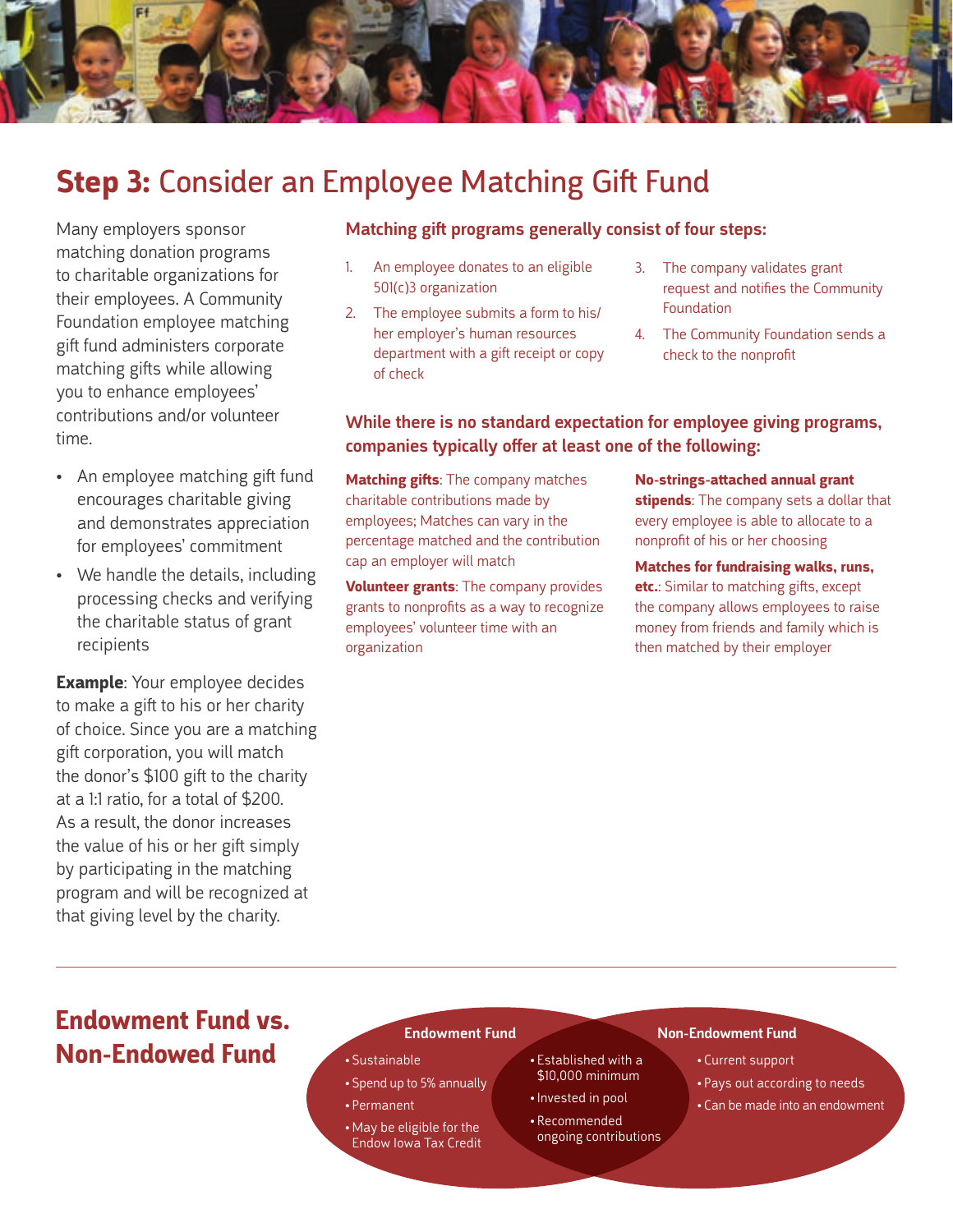## **Step 3:** Consider an Employee Matching Gift Fund

Many employers sponsor matching donation programs to charitable organizations for their employees. A Community Foundation employee matching gift fund administers corporate matching gifts while allowing you to enhance employees' contributions and/or volunteer time.

- An employee matching gift fund encourages charitable giving and demonstrates appreciation for employees' commitment
- We handle the details, including processing checks and verifying the charitable status of grant recipients

**Example**: Your employee decides to make a gift to his or her charity of choice. Since you are a matching gift corporation, you will match the donor's $100 gift to the charity at a 1:1 ratio, for a total of $200. As a result, the donor increases the value of his or her gift simply by participating in the matching program and will be recognized at that giving level by the charity.

### Matching gift programs generally consist of four steps:

1. An employee donates to an eligible 501(c)3 organization
2. The employee submits a form to his/her employer's human resources department with a gift receipt or copy of check
3. The company validates grant request and notifies the Community Foundation
4. The Community Foundation sends a check to the nonprofit

### While there is no standard expectation for employee giving programs, companies typically offer at least one of the following:

**Matching gifts**: The company matches charitable contributions made by employees; Matches can vary in the percentage matched and the contribution cap an employer will match

**Volunteer grants**: The company provides grants to nonprofits as a way to recognize employees' volunteer time with an organization

**No-strings-attached annual grant stipends**: The company sets a dollar that every employee is able to allocate to a nonprofit of his or her choosing

**Matches for fundraising walks, runs, etc.**: Similar to matching gifts, except the company allows employees to raise money from friends and family which is then matched by their employer

---

## Endowment Fund vs. Non-Endowed Fund

**Endowment Fund**

- Sustainable
- Spend up to 5% annually
- Permanent
- May be eligible for the Endow Iowa Tax Credit

**Both**

- Established with a $10,000 minimum
- Invested in pool
- Recommended ongoing contributions

**Non-Endowment Fund**

- Current support
- Pays out according to needs
- Can be made into an endowment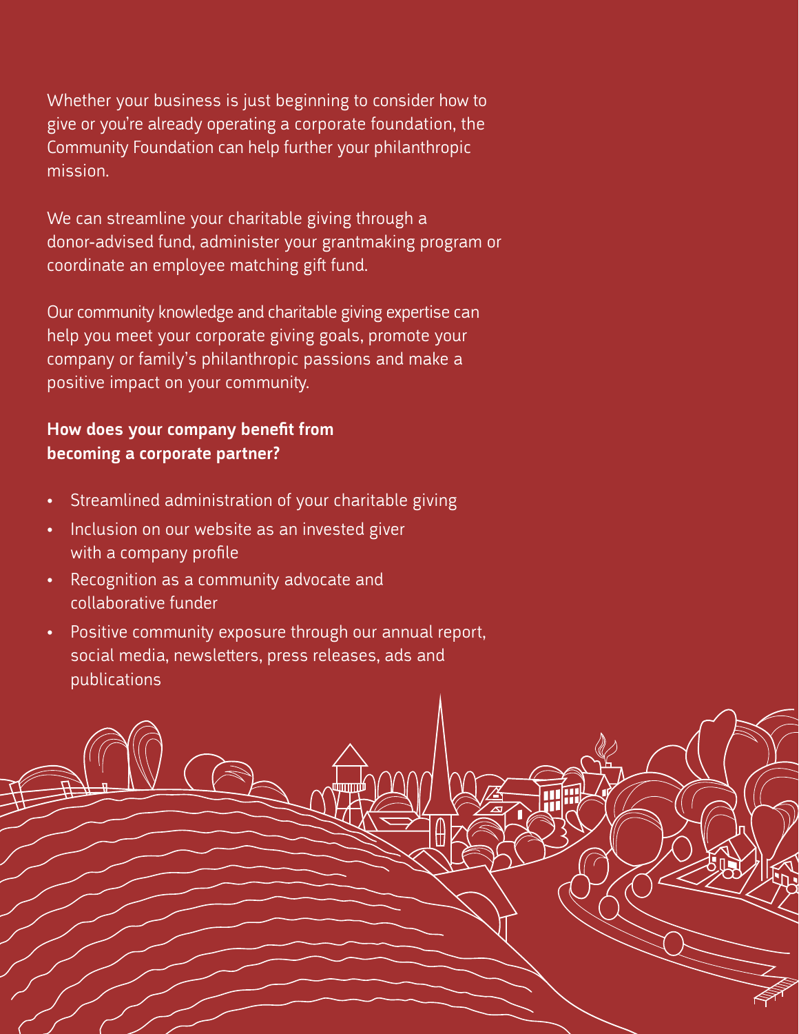Whether your business is just beginning to consider how to give or you're already operating a corporate foundation, the Community Foundation can help further your philanthropic mission.

We can streamline your charitable giving through a donor-advised fund, administer your grantmaking program or coordinate an employee matching gift fund.

Our community knowledge and charitable giving expertise can help you meet your corporate giving goals, promote your company or family's philanthropic passions and make a positive impact on your community.

**How does your company benefit from becoming a corporate partner?**

- Streamlined administration of your charitable giving
- Inclusion on our website as an invested giver with a company profile
- Recognition as a community advocate and collaborative funder
- Positive community exposure through our annual report, social media, newsletters, press releases, ads and publications